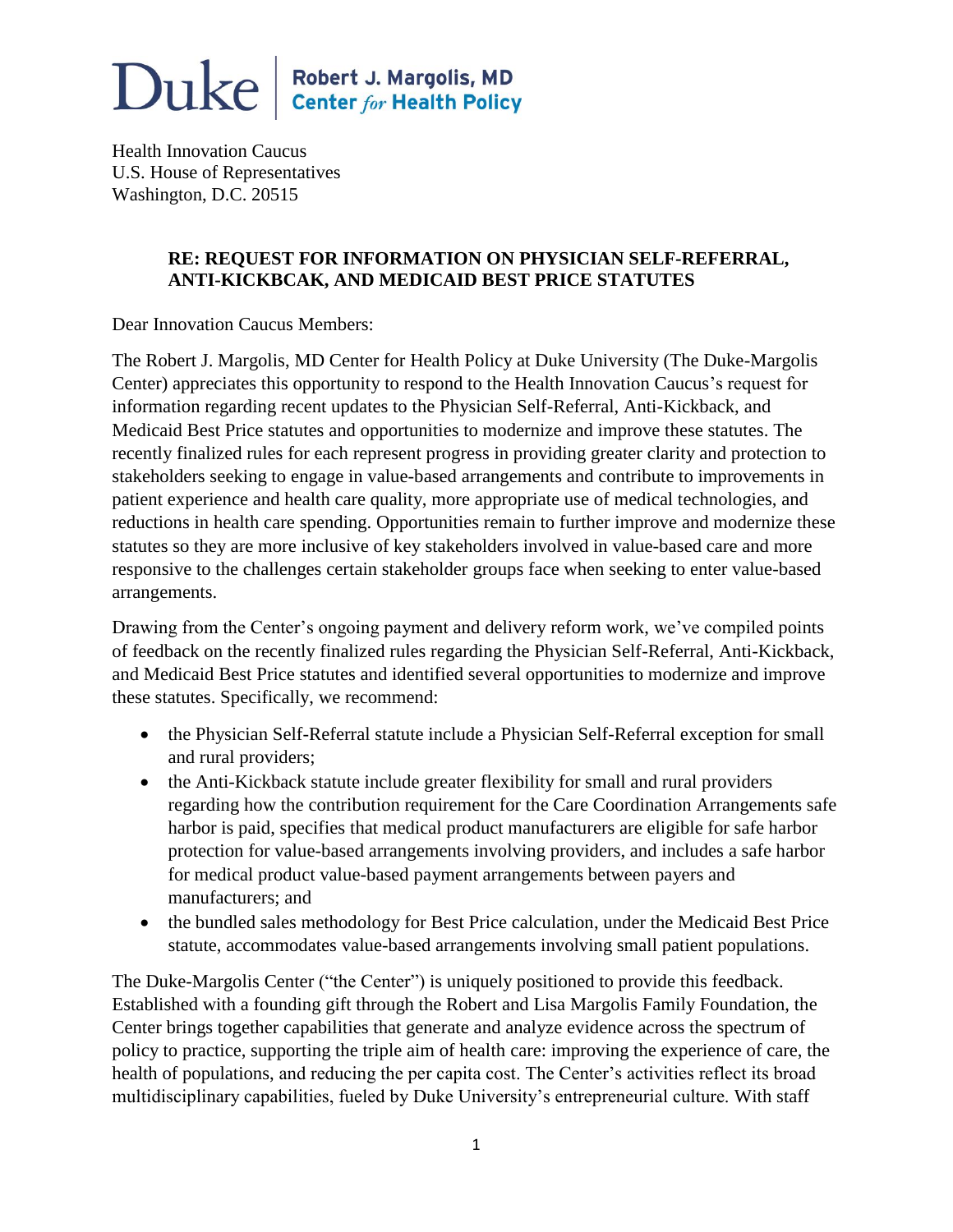Duke | Robert J. Margolis, MD Center *for* Health Policy

Health Innovation Caucus
U.S. House of Representatives
Washington, D.C. 20515

**RE: REQUEST FOR INFORMATION ON PHYSICIAN SELF-REFERRAL, ANTI-KICKBCAK, AND MEDICAID BEST PRICE STATUTES**

Dear Innovation Caucus Members:

The Robert J. Margolis, MD Center for Health Policy at Duke University (The Duke-Margolis Center) appreciates this opportunity to respond to the Health Innovation Caucus's request for information regarding recent updates to the Physician Self-Referral, Anti-Kickback, and Medicaid Best Price statutes and opportunities to modernize and improve these statutes. The recently finalized rules for each represent progress in providing greater clarity and protection to stakeholders seeking to engage in value-based arrangements and contribute to improvements in patient experience and health care quality, more appropriate use of medical technologies, and reductions in health care spending. Opportunities remain to further improve and modernize these statutes so they are more inclusive of key stakeholders involved in value-based care and more responsive to the challenges certain stakeholder groups face when seeking to enter value-based arrangements.

Drawing from the Center's ongoing payment and delivery reform work, we've compiled points of feedback on the recently finalized rules regarding the Physician Self-Referral, Anti-Kickback, and Medicaid Best Price statutes and identified several opportunities to modernize and improve these statutes. Specifically, we recommend:

- the Physician Self-Referral statute include a Physician Self-Referral exception for small and rural providers;
- the Anti-Kickback statute include greater flexibility for small and rural providers regarding how the contribution requirement for the Care Coordination Arrangements safe harbor is paid, specifies that medical product manufacturers are eligible for safe harbor protection for value-based arrangements involving providers, and includes a safe harbor for medical product value-based payment arrangements between payers and manufacturers; and
- the bundled sales methodology for Best Price calculation, under the Medicaid Best Price statute, accommodates value-based arrangements involving small patient populations.

The Duke-Margolis Center ("the Center") is uniquely positioned to provide this feedback. Established with a founding gift through the Robert and Lisa Margolis Family Foundation, the Center brings together capabilities that generate and analyze evidence across the spectrum of policy to practice, supporting the triple aim of health care: improving the experience of care, the health of populations, and reducing the per capita cost. The Center's activities reflect its broad multidisciplinary capabilities, fueled by Duke University's entrepreneurial culture. With staff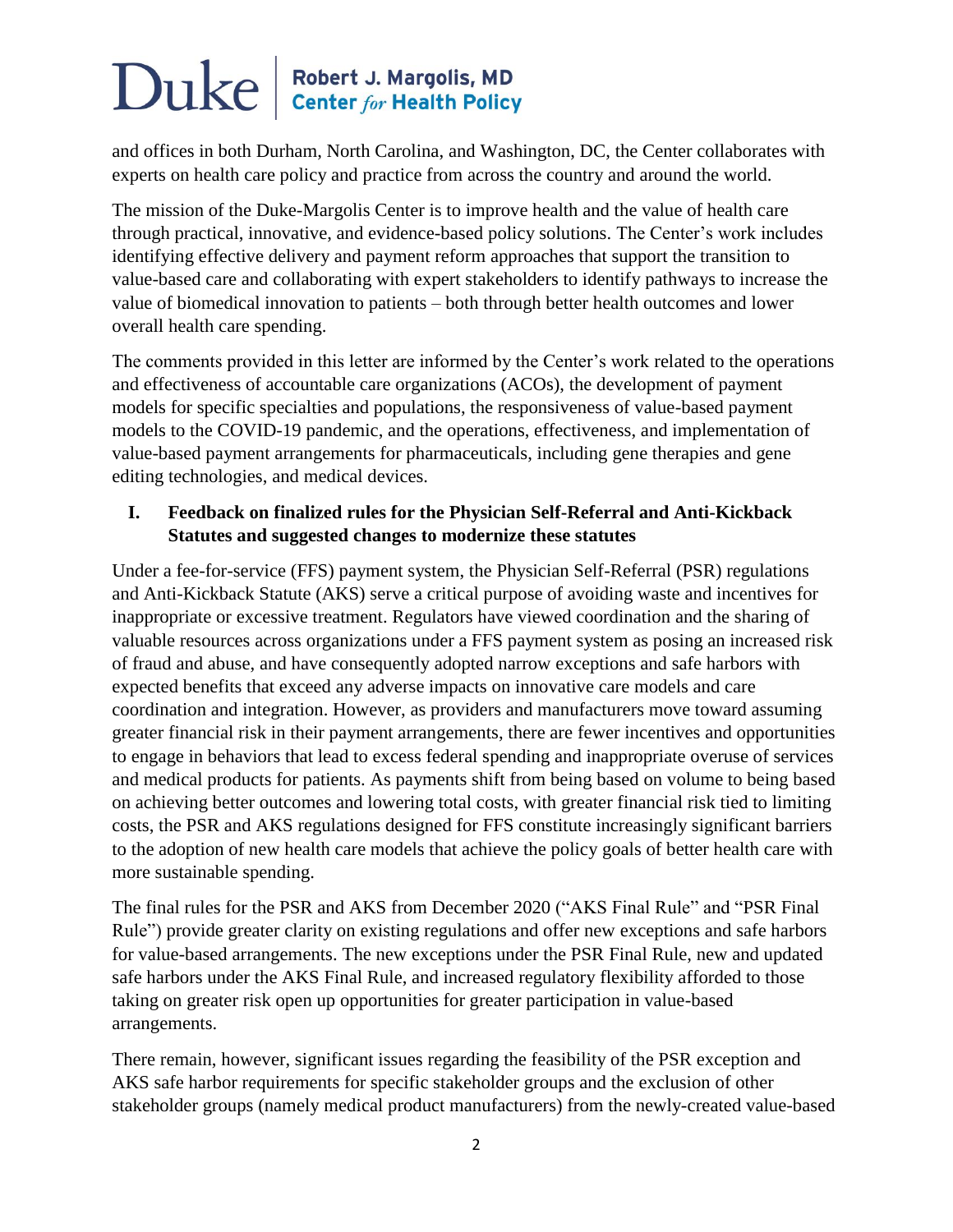and offices in both Durham, North Carolina, and Washington, DC, the Center collaborates with experts on health care policy and practice from across the country and around the world.

The mission of the Duke-Margolis Center is to improve health and the value of health care through practical, innovative, and evidence-based policy solutions. The Center's work includes identifying effective delivery and payment reform approaches that support the transition to value-based care and collaborating with expert stakeholders to identify pathways to increase the value of biomedical innovation to patients – both through better health outcomes and lower overall health care spending.

The comments provided in this letter are informed by the Center's work related to the operations and effectiveness of accountable care organizations (ACOs), the development of payment models for specific specialties and populations, the responsiveness of value-based payment models to the COVID-19 pandemic, and the operations, effectiveness, and implementation of value-based payment arrangements for pharmaceuticals, including gene therapies and gene editing technologies, and medical devices.

## I. Feedback on finalized rules for the Physician Self-Referral and Anti-Kickback Statutes and suggested changes to modernize these statutes

Under a fee-for-service (FFS) payment system, the Physician Self-Referral (PSR) regulations and Anti-Kickback Statute (AKS) serve a critical purpose of avoiding waste and incentives for inappropriate or excessive treatment. Regulators have viewed coordination and the sharing of valuable resources across organizations under a FFS payment system as posing an increased risk of fraud and abuse, and have consequently adopted narrow exceptions and safe harbors with expected benefits that exceed any adverse impacts on innovative care models and care coordination and integration. However, as providers and manufacturers move toward assuming greater financial risk in their payment arrangements, there are fewer incentives and opportunities to engage in behaviors that lead to excess federal spending and inappropriate overuse of services and medical products for patients. As payments shift from being based on volume to being based on achieving better outcomes and lowering total costs, with greater financial risk tied to limiting costs, the PSR and AKS regulations designed for FFS constitute increasingly significant barriers to the adoption of new health care models that achieve the policy goals of better health care with more sustainable spending.

The final rules for the PSR and AKS from December 2020 ("AKS Final Rule" and "PSR Final Rule") provide greater clarity on existing regulations and offer new exceptions and safe harbors for value-based arrangements. The new exceptions under the PSR Final Rule, new and updated safe harbors under the AKS Final Rule, and increased regulatory flexibility afforded to those taking on greater risk open up opportunities for greater participation in value-based arrangements.

There remain, however, significant issues regarding the feasibility of the PSR exception and AKS safe harbor requirements for specific stakeholder groups and the exclusion of other stakeholder groups (namely medical product manufacturers) from the newly-created value-based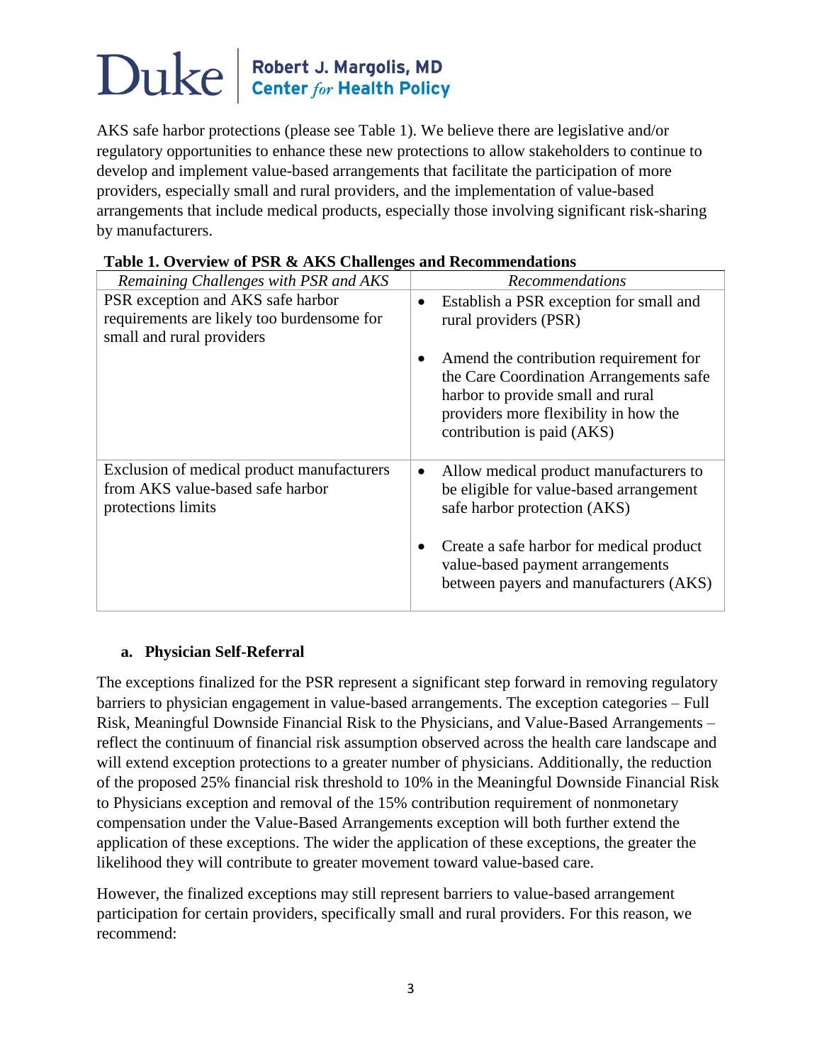AKS safe harbor protections (please see Table 1). We believe there are legislative and/or regulatory opportunities to enhance these new protections to allow stakeholders to continue to develop and implement value-based arrangements that facilitate the participation of more providers, especially small and rural providers, and the implementation of value-based arrangements that include medical products, especially those involving significant risk-sharing by manufacturers.

**Table 1. Overview of PSR & AKS Challenges and Recommendations**

| *Remaining Challenges with PSR and AKS* | *Recommendations* |
| --- | --- |
| PSR exception and AKS safe harbor requirements are likely too burdensome for small and rural providers | • Establish a PSR exception for small and rural providers (PSR)<br>• Amend the contribution requirement for the Care Coordination Arrangements safe harbor to provide small and rural providers more flexibility in how the contribution is paid (AKS) |
| Exclusion of medical product manufacturers from AKS value-based safe harbor protections limits | • Allow medical product manufacturers to be eligible for value-based arrangement safe harbor protection (AKS)<br>• Create a safe harbor for medical product value-based payment arrangements between payers and manufacturers (AKS) |

### a. Physician Self-Referral

The exceptions finalized for the PSR represent a significant step forward in removing regulatory barriers to physician engagement in value-based arrangements. The exception categories – Full Risk, Meaningful Downside Financial Risk to the Physicians, and Value-Based Arrangements – reflect the continuum of financial risk assumption observed across the health care landscape and will extend exception protections to a greater number of physicians. Additionally, the reduction of the proposed 25% financial risk threshold to 10% in the Meaningful Downside Financial Risk to Physicians exception and removal of the 15% contribution requirement of nonmonetary compensation under the Value-Based Arrangements exception will both further extend the application of these exceptions. The wider the application of these exceptions, the greater the likelihood they will contribute to greater movement toward value-based care.

However, the finalized exceptions may still represent barriers to value-based arrangement participation for certain providers, specifically small and rural providers. For this reason, we recommend: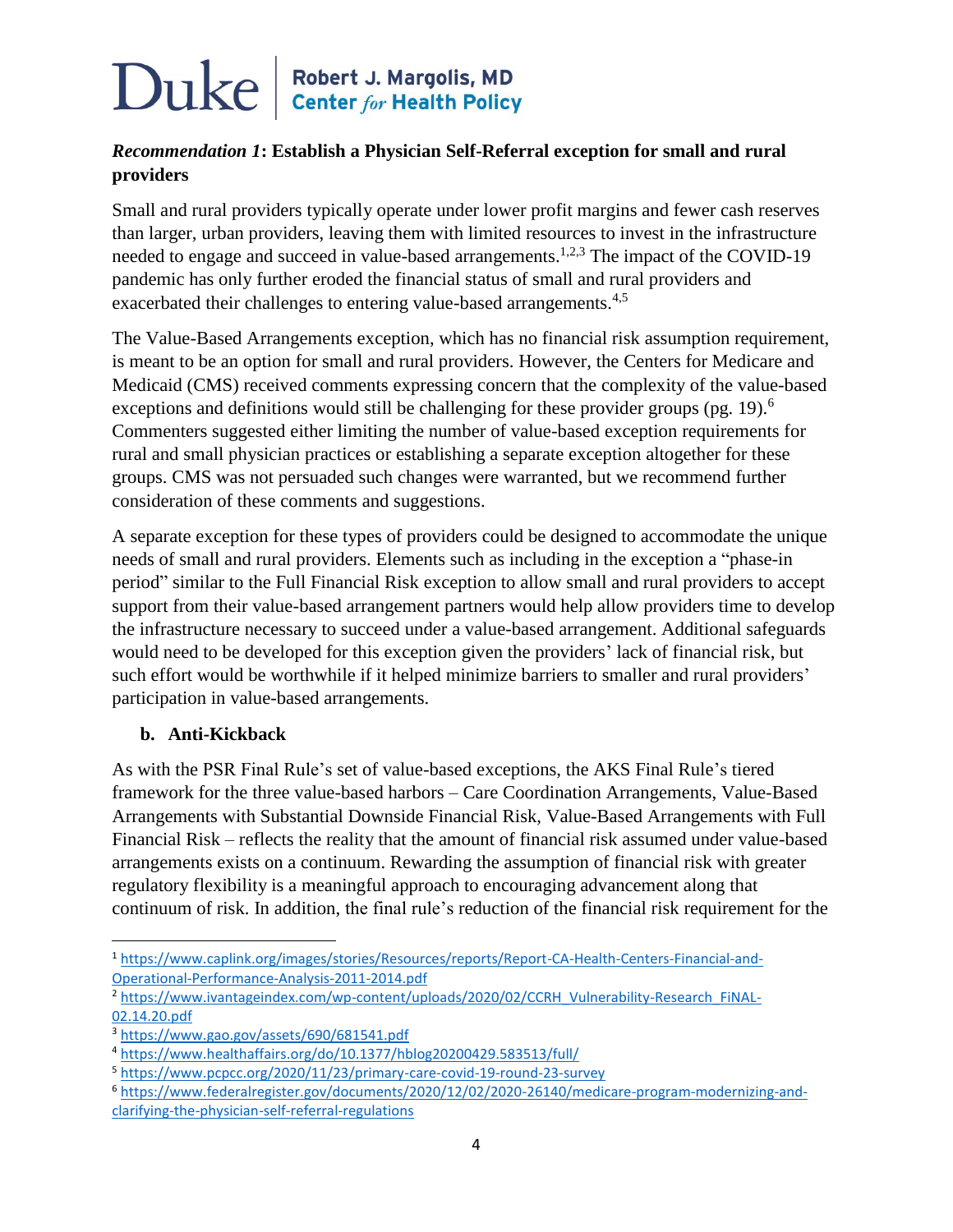### *Recommendation 1*: Establish a Physician Self-Referral exception for small and rural providers

Small and rural providers typically operate under lower profit margins and fewer cash reserves than larger, urban providers, leaving them with limited resources to invest in the infrastructure needed to engage and succeed in value-based arrangements.[1,2,3] The impact of the COVID-19 pandemic has only further eroded the financial status of small and rural providers and exacerbated their challenges to entering value-based arrangements.[4,5]

The Value-Based Arrangements exception, which has no financial risk assumption requirement, is meant to be an option for small and rural providers. However, the Centers for Medicare and Medicaid (CMS) received comments expressing concern that the complexity of the value-based exceptions and definitions would still be challenging for these provider groups (pg. 19).[6] Commenters suggested either limiting the number of value-based exception requirements for rural and small physician practices or establishing a separate exception altogether for these groups. CMS was not persuaded such changes were warranted, but we recommend further consideration of these comments and suggestions.

A separate exception for these types of providers could be designed to accommodate the unique needs of small and rural providers. Elements such as including in the exception a "phase-in period" similar to the Full Financial Risk exception to allow small and rural providers to accept support from their value-based arrangement partners would help allow providers time to develop the infrastructure necessary to succeed under a value-based arrangement. Additional safeguards would need to be developed for this exception given the providers' lack of financial risk, but such effort would be worthwhile if it helped minimize barriers to smaller and rural providers' participation in value-based arrangements.

#### b. Anti-Kickback

As with the PSR Final Rule's set of value-based exceptions, the AKS Final Rule's tiered framework for the three value-based harbors – Care Coordination Arrangements, Value-Based Arrangements with Substantial Downside Financial Risk, Value-Based Arrangements with Full Financial Risk – reflects the reality that the amount of financial risk assumed under value-based arrangements exists on a continuum. Rewarding the assumption of financial risk with greater regulatory flexibility is a meaningful approach to encouraging advancement along that continuum of risk. In addition, the final rule's reduction of the financial risk requirement for the

---

[1] https://www.caplink.org/images/stories/Resources/reports/Report-CA-Health-Centers-Financial-and-Operational-Performance-Analysis-2011-2014.pdf

[2] https://www.ivantageindex.com/wp-content/uploads/2020/02/CCRH_Vulnerability-Research_FiNAL-02.14.20.pdf

[3] https://www.gao.gov/assets/690/681541.pdf

[4] https://www.healthaffairs.org/do/10.1377/hblog20200429.583513/full/

[5] https://www.pcpcc.org/2020/11/23/primary-care-covid-19-round-23-survey

[6] https://www.federalregister.gov/documents/2020/12/02/2020-26140/medicare-program-modernizing-and-clarifying-the-physician-self-referral-regulations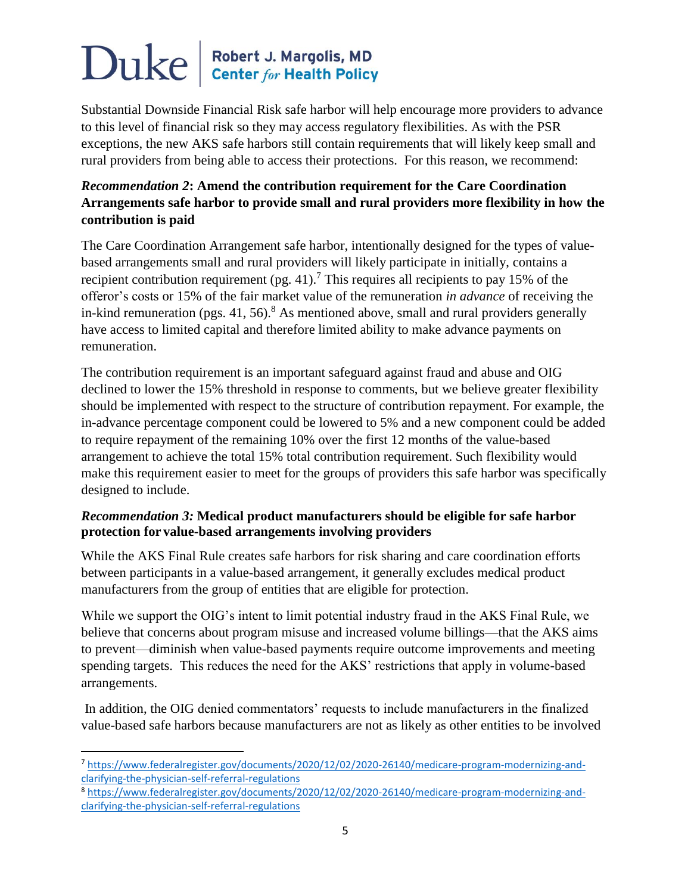Substantial Downside Financial Risk safe harbor will help encourage more providers to advance to this level of financial risk so they may access regulatory flexibilities. As with the PSR exceptions, the new AKS safe harbors still contain requirements that will likely keep small and rural providers from being able to access their protections. For this reason, we recommend:

***Recommendation 2*: Amend the contribution requirement for the Care Coordination Arrangements safe harbor to provide small and rural providers more flexibility in how the contribution is paid**

The Care Coordination Arrangement safe harbor, intentionally designed for the types of value-based arrangements small and rural providers will likely participate in initially, contains a recipient contribution requirement (pg. 41).[7] This requires all recipients to pay 15% of the offeror's costs or 15% of the fair market value of the remuneration *in advance* of receiving the in-kind remuneration (pgs. 41, 56).[8] As mentioned above, small and rural providers generally have access to limited capital and therefore limited ability to make advance payments on remuneration.

The contribution requirement is an important safeguard against fraud and abuse and OIG declined to lower the 15% threshold in response to comments, but we believe greater flexibility should be implemented with respect to the structure of contribution repayment. For example, the in-advance percentage component could be lowered to 5% and a new component could be added to require repayment of the remaining 10% over the first 12 months of the value-based arrangement to achieve the total 15% total contribution requirement. Such flexibility would make this requirement easier to meet for the groups of providers this safe harbor was specifically designed to include.

***Recommendation 3:* Medical product manufacturers should be eligible for safe harbor protection for value-based arrangements involving providers**

While the AKS Final Rule creates safe harbors for risk sharing and care coordination efforts between participants in a value-based arrangement, it generally excludes medical product manufacturers from the group of entities that are eligible for protection.

While we support the OIG's intent to limit potential industry fraud in the AKS Final Rule, we believe that concerns about program misuse and increased volume billings—that the AKS aims to prevent—diminish when value-based payments require outcome improvements and meeting spending targets. This reduces the need for the AKS' restrictions that apply in volume-based arrangements.

In addition, the OIG denied commentators' requests to include manufacturers in the finalized value-based safe harbors because manufacturers are not as likely as other entities to be involved

---

[7] https://www.federalregister.gov/documents/2020/12/02/2020-26140/medicare-program-modernizing-and-clarifying-the-physician-self-referral-regulations

[8] https://www.federalregister.gov/documents/2020/12/02/2020-26140/medicare-program-modernizing-and-clarifying-the-physician-self-referral-regulations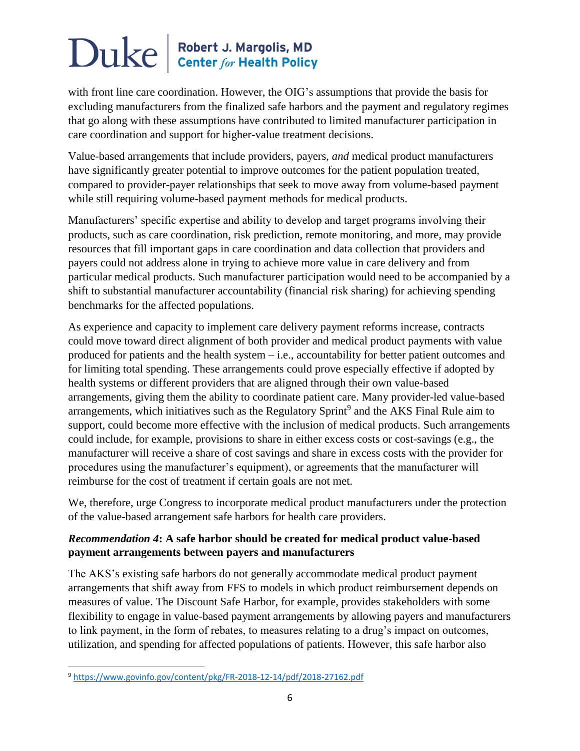with front line care coordination. However, the OIG's assumptions that provide the basis for excluding manufacturers from the finalized safe harbors and the payment and regulatory regimes that go along with these assumptions have contributed to limited manufacturer participation in care coordination and support for higher-value treatment decisions.

Value-based arrangements that include providers, payers, *and* medical product manufacturers have significantly greater potential to improve outcomes for the patient population treated, compared to provider-payer relationships that seek to move away from volume-based payment while still requiring volume-based payment methods for medical products.

Manufacturers' specific expertise and ability to develop and target programs involving their products, such as care coordination, risk prediction, remote monitoring, and more, may provide resources that fill important gaps in care coordination and data collection that providers and payers could not address alone in trying to achieve more value in care delivery and from particular medical products. Such manufacturer participation would need to be accompanied by a shift to substantial manufacturer accountability (financial risk sharing) for achieving spending benchmarks for the affected populations.

As experience and capacity to implement care delivery payment reforms increase, contracts could move toward direct alignment of both provider and medical product payments with value produced for patients and the health system – i.e., accountability for better patient outcomes and for limiting total spending. These arrangements could prove especially effective if adopted by health systems or different providers that are aligned through their own value-based arrangements, giving them the ability to coordinate patient care. Many provider-led value-based arrangements, which initiatives such as the Regulatory Sprint[9] and the AKS Final Rule aim to support, could become more effective with the inclusion of medical products. Such arrangements could include, for example, provisions to share in either excess costs or cost-savings (e.g., the manufacturer will receive a share of cost savings and share in excess costs with the provider for procedures using the manufacturer's equipment), or agreements that the manufacturer will reimburse for the cost of treatment if certain goals are not met.

We, therefore, urge Congress to incorporate medical product manufacturers under the protection of the value-based arrangement safe harbors for health care providers.

### ***Recommendation 4*: A safe harbor should be created for medical product value-based payment arrangements between payers and manufacturers**

The AKS's existing safe harbors do not generally accommodate medical product payment arrangements that shift away from FFS to models in which product reimbursement depends on measures of value. The Discount Safe Harbor, for example, provides stakeholders with some flexibility to engage in value-based payment arrangements by allowing payers and manufacturers to link payment, in the form of rebates, to measures relating to a drug's impact on outcomes, utilization, and spending for affected populations of patients. However, this safe harbor also

---

[9] https://www.govinfo.gov/content/pkg/FR-2018-12-14/pdf/2018-27162.pdf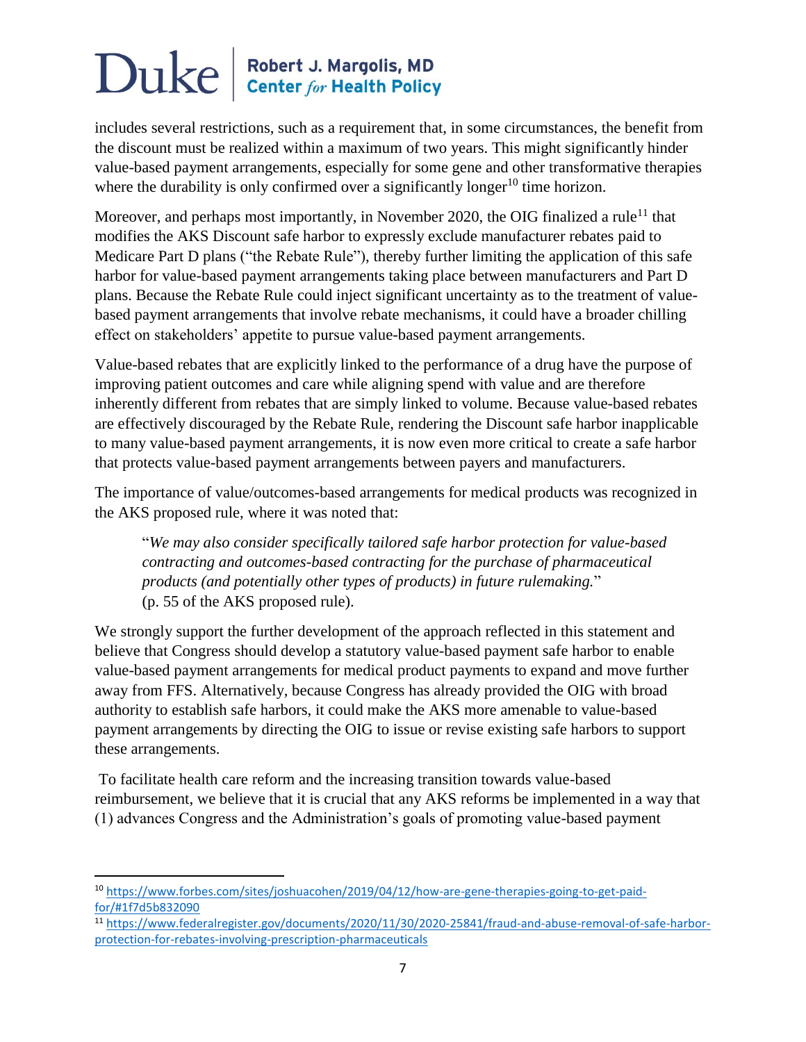includes several restrictions, such as a requirement that, in some circumstances, the benefit from the discount must be realized within a maximum of two years. This might significantly hinder value-based payment arrangements, especially for some gene and other transformative therapies where the durability is only confirmed over a significantly longer[10] time horizon.

Moreover, and perhaps most importantly, in November 2020, the OIG finalized a rule[11] that modifies the AKS Discount safe harbor to expressly exclude manufacturer rebates paid to Medicare Part D plans ("the Rebate Rule"), thereby further limiting the application of this safe harbor for value-based payment arrangements taking place between manufacturers and Part D plans. Because the Rebate Rule could inject significant uncertainty as to the treatment of value-based payment arrangements that involve rebate mechanisms, it could have a broader chilling effect on stakeholders' appetite to pursue value-based payment arrangements.

Value-based rebates that are explicitly linked to the performance of a drug have the purpose of improving patient outcomes and care while aligning spend with value and are therefore inherently different from rebates that are simply linked to volume. Because value-based rebates are effectively discouraged by the Rebate Rule, rendering the Discount safe harbor inapplicable to many value-based payment arrangements, it is now even more critical to create a safe harbor that protects value-based payment arrangements between payers and manufacturers.

The importance of value/outcomes-based arrangements for medical products was recognized in the AKS proposed rule, where it was noted that:

> "*We may also consider specifically tailored safe harbor protection for value-based contracting and outcomes-based contracting for the purchase of pharmaceutical products (and potentially other types of products) in future rulemaking.*" (p. 55 of the AKS proposed rule).

We strongly support the further development of the approach reflected in this statement and believe that Congress should develop a statutory value-based payment safe harbor to enable value-based payment arrangements for medical product payments to expand and move further away from FFS. Alternatively, because Congress has already provided the OIG with broad authority to establish safe harbors, it could make the AKS more amenable to value-based payment arrangements by directing the OIG to issue or revise existing safe harbors to support these arrangements.

To facilitate health care reform and the increasing transition towards value-based reimbursement, we believe that it is crucial that any AKS reforms be implemented in a way that (1) advances Congress and the Administration's goals of promoting value-based payment

---

[10] https://www.forbes.com/sites/joshuacohen/2019/04/12/how-are-gene-therapies-going-to-get-paid-for/#1f7d5b832090

[11] https://www.federalregister.gov/documents/2020/11/30/2020-25841/fraud-and-abuse-removal-of-safe-harbor-protection-for-rebates-involving-prescription-pharmaceuticals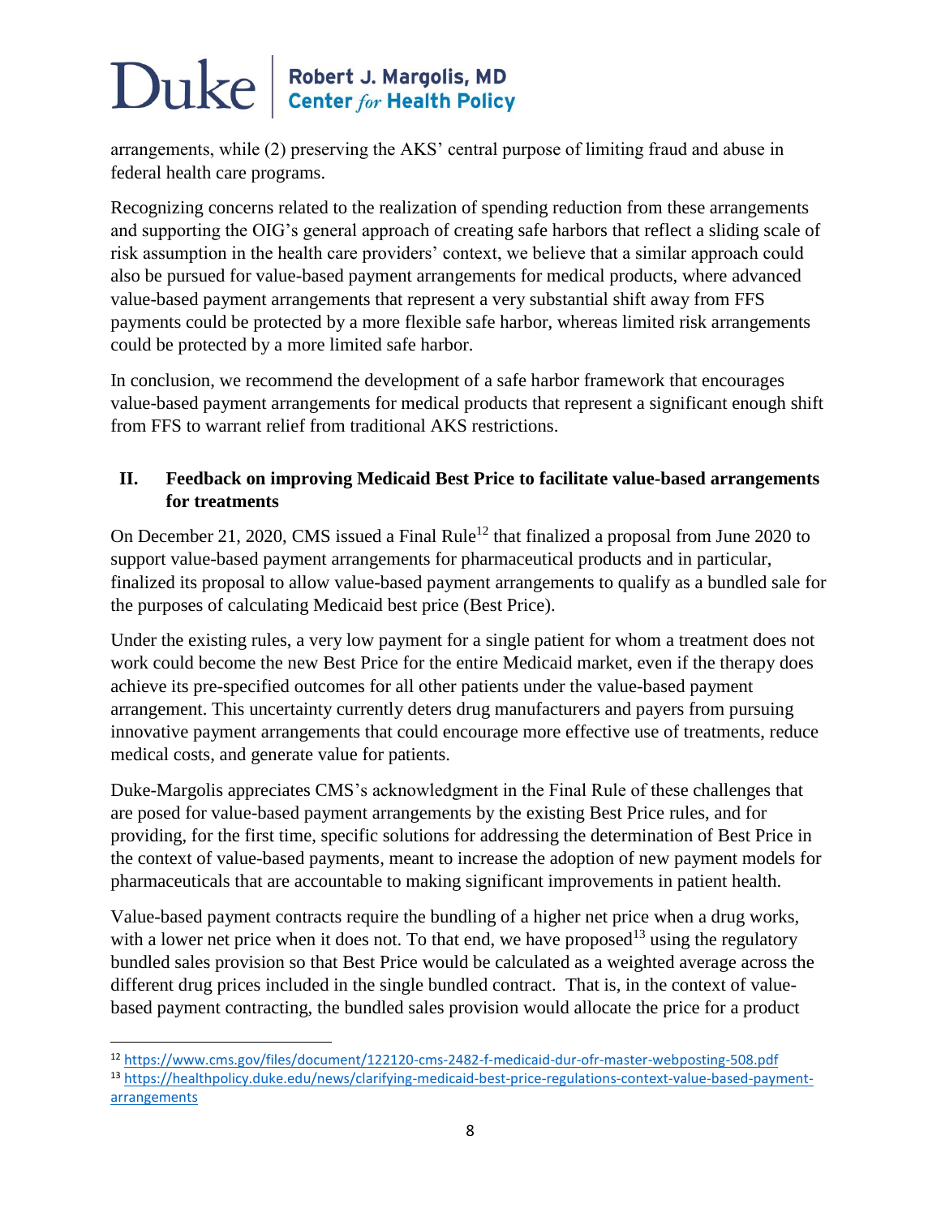arrangements, while (2) preserving the AKS' central purpose of limiting fraud and abuse in federal health care programs.

Recognizing concerns related to the realization of spending reduction from these arrangements and supporting the OIG's general approach of creating safe harbors that reflect a sliding scale of risk assumption in the health care providers' context, we believe that a similar approach could also be pursued for value-based payment arrangements for medical products, where advanced value-based payment arrangements that represent a very substantial shift away from FFS payments could be protected by a more flexible safe harbor, whereas limited risk arrangements could be protected by a more limited safe harbor.

In conclusion, we recommend the development of a safe harbor framework that encourages value-based payment arrangements for medical products that represent a significant enough shift from FFS to warrant relief from traditional AKS restrictions.

## II. Feedback on improving Medicaid Best Price to facilitate value-based arrangements for treatments

On December 21, 2020, CMS issued a Final Rule[12] that finalized a proposal from June 2020 to support value-based payment arrangements for pharmaceutical products and in particular, finalized its proposal to allow value-based payment arrangements to qualify as a bundled sale for the purposes of calculating Medicaid best price (Best Price).

Under the existing rules, a very low payment for a single patient for whom a treatment does not work could become the new Best Price for the entire Medicaid market, even if the therapy does achieve its pre-specified outcomes for all other patients under the value-based payment arrangement. This uncertainty currently deters drug manufacturers and payers from pursuing innovative payment arrangements that could encourage more effective use of treatments, reduce medical costs, and generate value for patients.

Duke-Margolis appreciates CMS's acknowledgment in the Final Rule of these challenges that are posed for value-based payment arrangements by the existing Best Price rules, and for providing, for the first time, specific solutions for addressing the determination of Best Price in the context of value-based payments, meant to increase the adoption of new payment models for pharmaceuticals that are accountable to making significant improvements in patient health.

Value-based payment contracts require the bundling of a higher net price when a drug works, with a lower net price when it does not. To that end, we have proposed[13] using the regulatory bundled sales provision so that Best Price would be calculated as a weighted average across the different drug prices included in the single bundled contract. That is, in the context of value-based payment contracting, the bundled sales provision would allocate the price for a product

---

[12] https://www.cms.gov/files/document/122120-cms-2482-f-medicaid-dur-ofr-master-webposting-508.pdf

[13] https://healthpolicy.duke.edu/news/clarifying-medicaid-best-price-regulations-context-value-based-payment-arrangements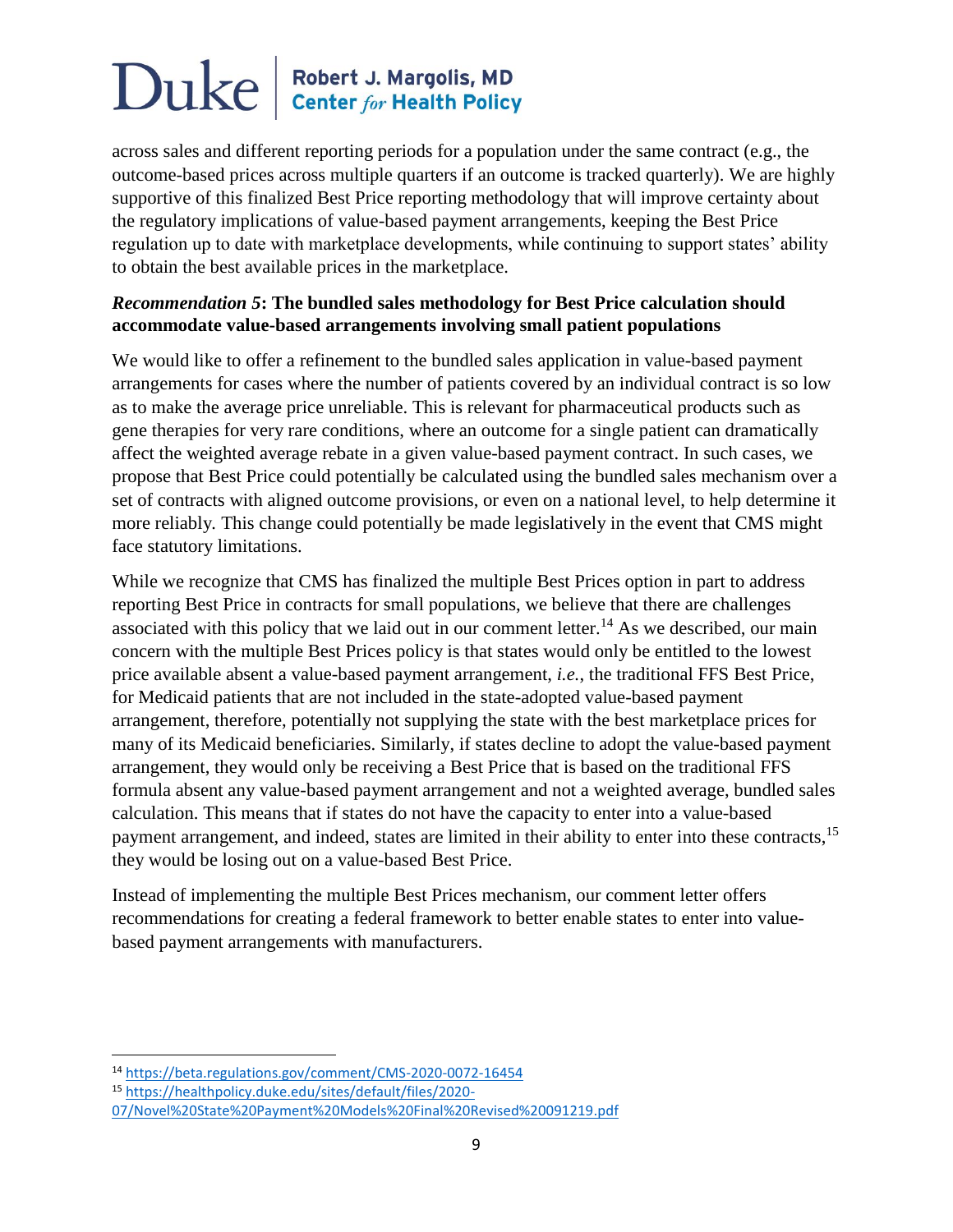across sales and different reporting periods for a population under the same contract (e.g., the outcome-based prices across multiple quarters if an outcome is tracked quarterly). We are highly supportive of this finalized Best Price reporting methodology that will improve certainty about the regulatory implications of value-based payment arrangements, keeping the Best Price regulation up to date with marketplace developments, while continuing to support states' ability to obtain the best available prices in the marketplace.

***Recommendation 5*: The bundled sales methodology for Best Price calculation should accommodate value-based arrangements involving small patient populations**

We would like to offer a refinement to the bundled sales application in value-based payment arrangements for cases where the number of patients covered by an individual contract is so low as to make the average price unreliable. This is relevant for pharmaceutical products such as gene therapies for very rare conditions, where an outcome for a single patient can dramatically affect the weighted average rebate in a given value-based payment contract. In such cases, we propose that Best Price could potentially be calculated using the bundled sales mechanism over a set of contracts with aligned outcome provisions, or even on a national level, to help determine it more reliably. This change could potentially be made legislatively in the event that CMS might face statutory limitations.

While we recognize that CMS has finalized the multiple Best Prices option in part to address reporting Best Price in contracts for small populations, we believe that there are challenges associated with this policy that we laid out in our comment letter.[14] As we described, our main concern with the multiple Best Prices policy is that states would only be entitled to the lowest price available absent a value-based payment arrangement, *i.e.*, the traditional FFS Best Price, for Medicaid patients that are not included in the state-adopted value-based payment arrangement, therefore, potentially not supplying the state with the best marketplace prices for many of its Medicaid beneficiaries. Similarly, if states decline to adopt the value-based payment arrangement, they would only be receiving a Best Price that is based on the traditional FFS formula absent any value-based payment arrangement and not a weighted average, bundled sales calculation. This means that if states do not have the capacity to enter into a value-based payment arrangement, and indeed, states are limited in their ability to enter into these contracts,[15] they would be losing out on a value-based Best Price.

Instead of implementing the multiple Best Prices mechanism, our comment letter offers recommendations for creating a federal framework to better enable states to enter into value-based payment arrangements with manufacturers.

---

[14] https://beta.regulations.gov/comment/CMS-2020-0072-16454

[15] https://healthpolicy.duke.edu/sites/default/files/2020-07/Novel%20State%20Payment%20Models%20Final%20Revised%20091219.pdf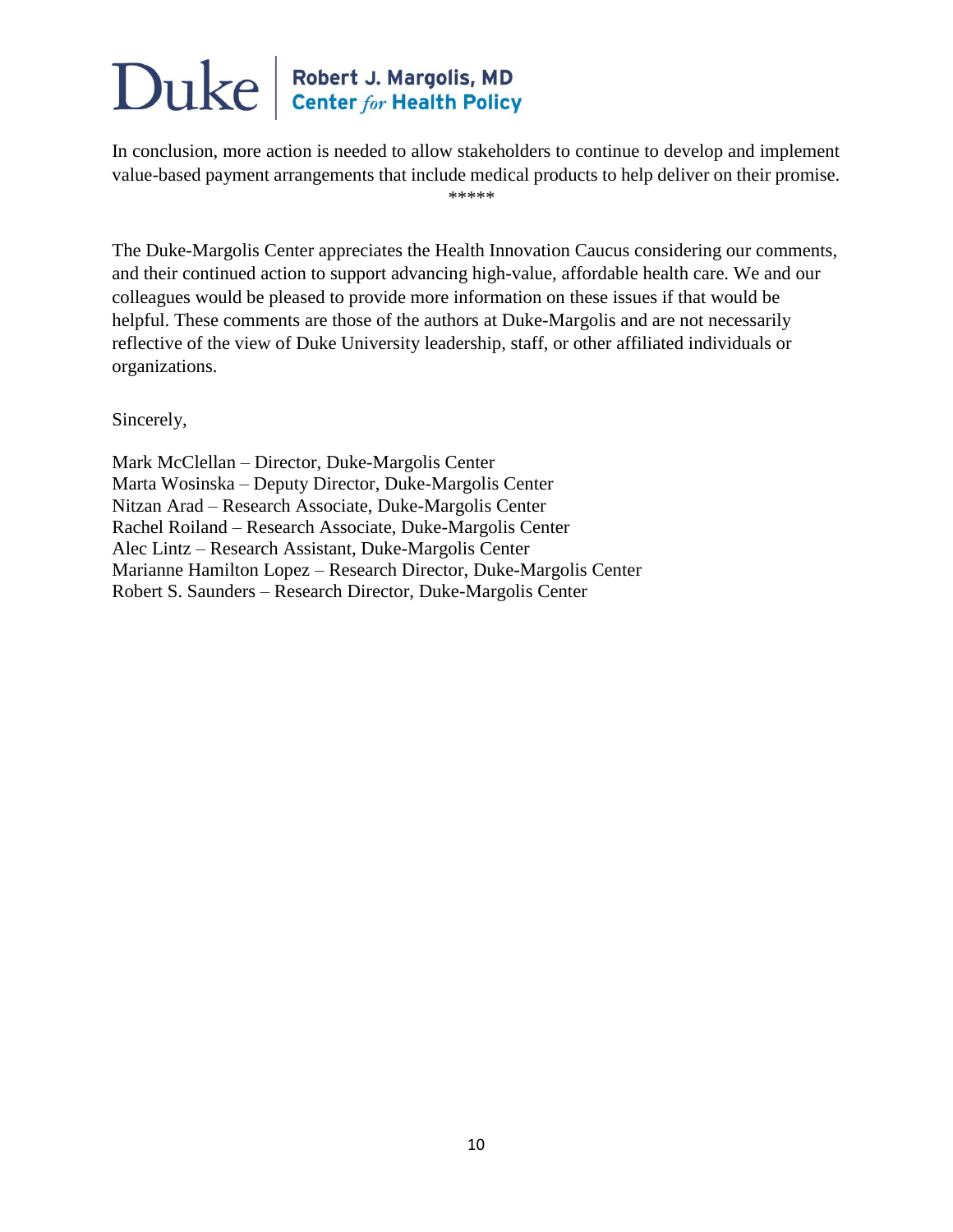In conclusion, more action is needed to allow stakeholders to continue to develop and implement value-based payment arrangements that include medical products to help deliver on their promise.

*****

The Duke-Margolis Center appreciates the Health Innovation Caucus considering our comments, and their continued action to support advancing high-value, affordable health care. We and our colleagues would be pleased to provide more information on these issues if that would be helpful. These comments are those of the authors at Duke-Margolis and are not necessarily reflective of the view of Duke University leadership, staff, or other affiliated individuals or organizations.

Sincerely,

Mark McClellan – Director, Duke-Margolis Center
Marta Wosinska – Deputy Director, Duke-Margolis Center
Nitzan Arad – Research Associate, Duke-Margolis Center
Rachel Roiland – Research Associate, Duke-Margolis Center
Alec Lintz – Research Assistant, Duke-Margolis Center
Marianne Hamilton Lopez – Research Director, Duke-Margolis Center
Robert S. Saunders – Research Director, Duke-Margolis Center